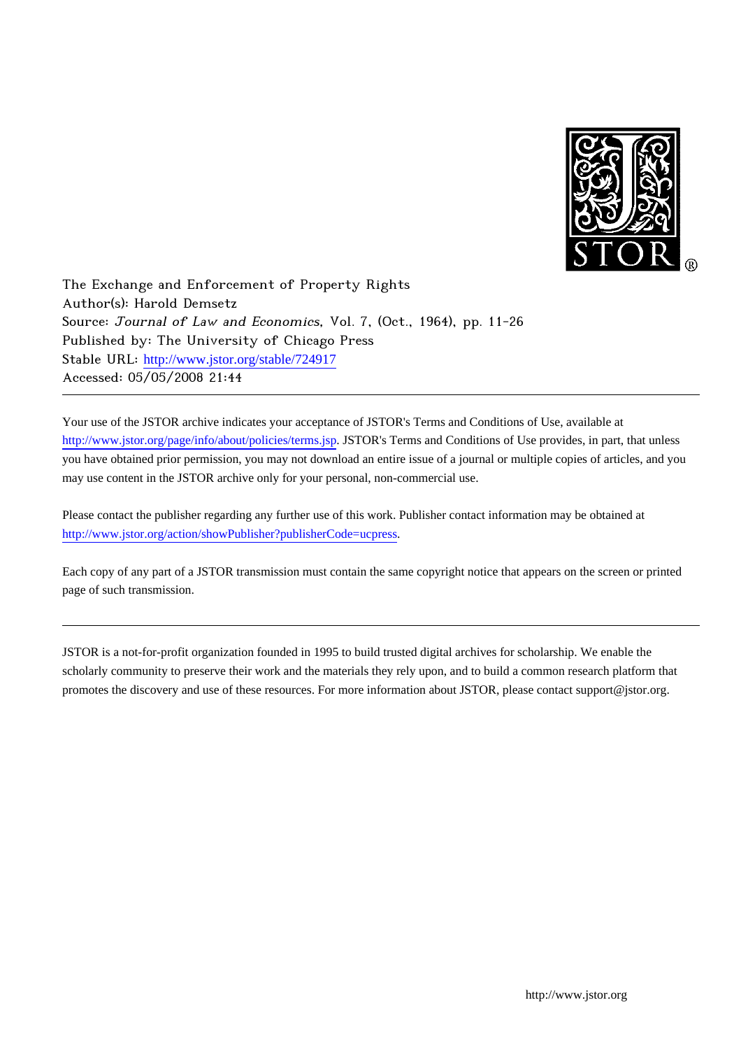The Exchange and Enforcement of Property Rights
Author(s): Harold Demsetz
Source: *Journal of Law and Economics*, Vol. 7, (Oct., 1964), pp. 11-26
Published by: The University of Chicago Press
Stable URL: http://www.jstor.org/stable/724917
Accessed: 05/05/2008 21:44

---

Your use of the JSTOR archive indicates your acceptance of JSTOR's Terms and Conditions of Use, available at http://www.jstor.org/page/info/about/policies/terms.jsp. JSTOR's Terms and Conditions of Use provides, in part, that unless you have obtained prior permission, you may not download an entire issue of a journal or multiple copies of articles, and you may use content in the JSTOR archive only for your personal, non-commercial use.

Please contact the publisher regarding any further use of this work. Publisher contact information may be obtained at http://www.jstor.org/action/showPublisher?publisherCode=ucpress.

Each copy of any part of a JSTOR transmission must contain the same copyright notice that appears on the screen or printed page of such transmission.

---

JSTOR is a not-for-profit organization founded in 1995 to build trusted digital archives for scholarship. We enable the scholarly community to preserve their work and the materials they rely upon, and to build a common research platform that promotes the discovery and use of these resources. For more information about JSTOR, please contact support@jstor.org.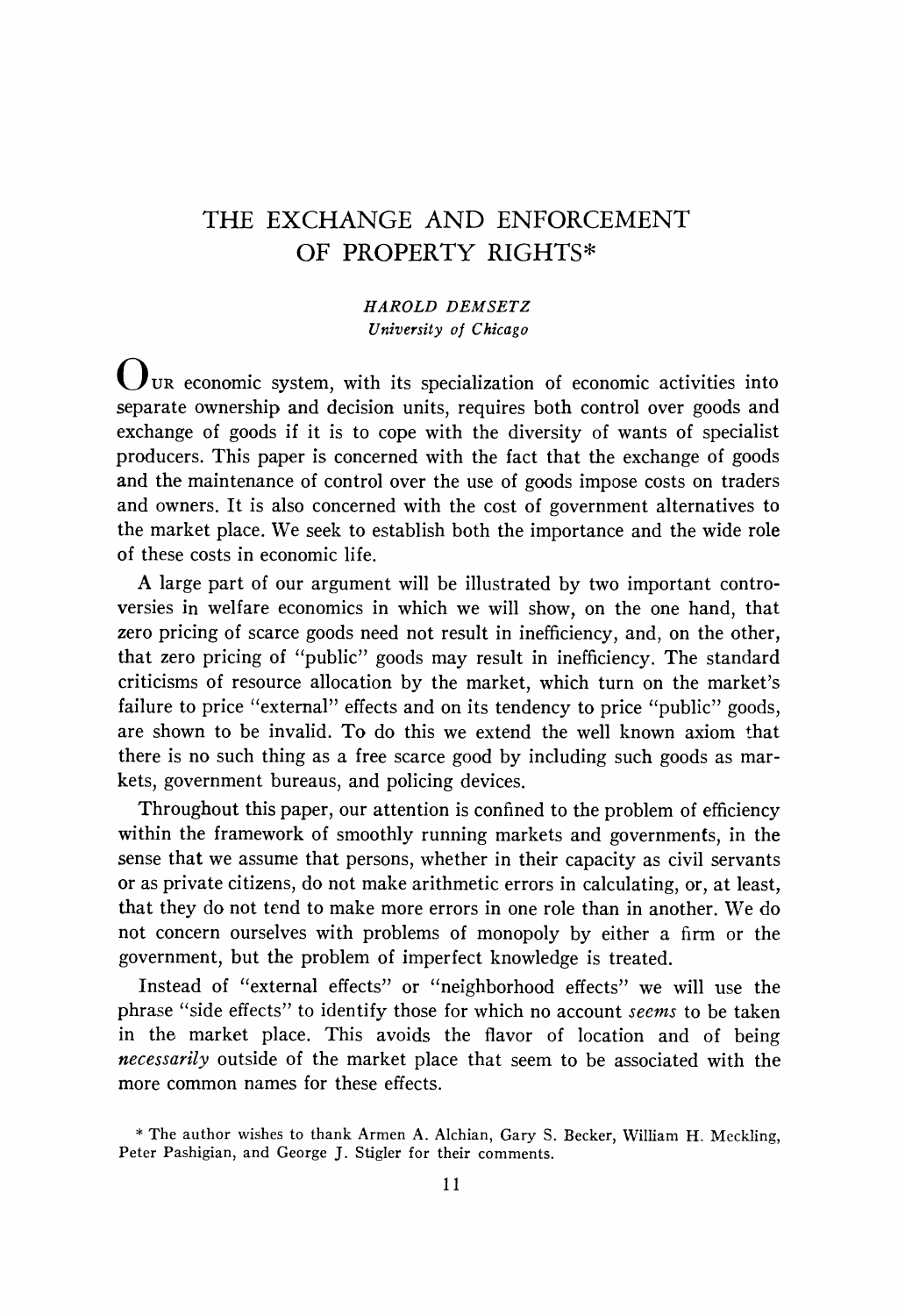# THE EXCHANGE AND ENFORCEMENT OF PROPERTY RIGHTS*

*HAROLD DEMSETZ*
*University of Chicago*

Our economic system, with its specialization of economic activities into separate ownership and decision units, requires both control over goods and exchange of goods if it is to cope with the diversity of wants of specialist producers. This paper is concerned with the fact that the exchange of goods and the maintenance of control over the use of goods impose costs on traders and owners. It is also concerned with the cost of government alternatives to the market place. We seek to establish both the importance and the wide role of these costs in economic life.

A large part of our argument will be illustrated by two important controversies in welfare economics in which we will show, on the one hand, that zero pricing of scarce goods need not result in inefficiency, and, on the other, that zero pricing of "public" goods may result in inefficiency. The standard criticisms of resource allocation by the market, which turn on the market's failure to price "external" effects and on its tendency to price "public" goods, are shown to be invalid. To do this we extend the well known axiom that there is no such thing as a free scarce good by including such goods as markets, government bureaus, and policing devices.

Throughout this paper, our attention is confined to the problem of efficiency within the framework of smoothly running markets and governments, in the sense that we assume that persons, whether in their capacity as civil servants or as private citizens, do not make arithmetic errors in calculating, or, at least, that they do not tend to make more errors in one role than in another. We do not concern ourselves with problems of monopoly by either a firm or the government, but the problem of imperfect knowledge is treated.

Instead of "external effects" or "neighborhood effects" we will use the phrase "side effects" to identify those for which no account *seems* to be taken in the market place. This avoids the flavor of location and of being *necessarily* outside of the market place that seem to be associated with the more common names for these effects.

\* The author wishes to thank Armen A. Alchian, Gary S. Becker, William H. Meckling, Peter Pashigian, and George J. Stigler for their comments.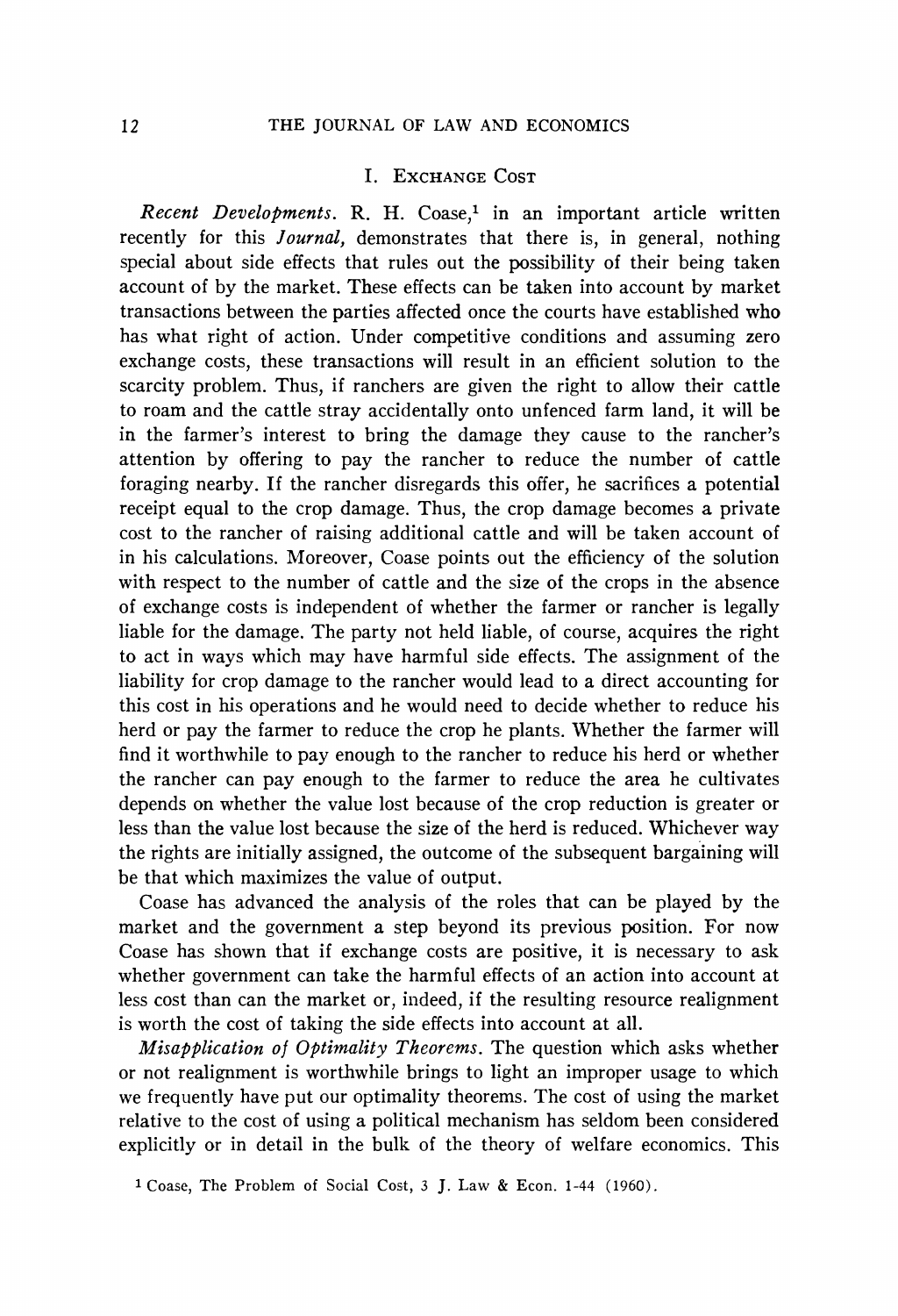## I. Exchange Cost

*Recent Developments.* R. H. Coase,[1] in an important article written recently for this *Journal,* demonstrates that there is, in general, nothing special about side effects that rules out the possibility of their being taken account of by the market. These effects can be taken into account by market transactions between the parties affected once the courts have established who has what right of action. Under competitive conditions and assuming zero exchange costs, these transactions will result in an efficient solution to the scarcity problem. Thus, if ranchers are given the right to allow their cattle to roam and the cattle stray accidentally onto unfenced farm land, it will be in the farmer's interest to bring the damage they cause to the rancher's attention by offering to pay the rancher to reduce the number of cattle foraging nearby. If the rancher disregards this offer, he sacrifices a potential receipt equal to the crop damage. Thus, the crop damage becomes a private cost to the rancher of raising additional cattle and will be taken account of in his calculations. Moreover, Coase points out the efficiency of the solution with respect to the number of cattle and the size of the crops in the absence of exchange costs is independent of whether the farmer or rancher is legally liable for the damage. The party not held liable, of course, acquires the right to act in ways which may have harmful side effects. The assignment of the liability for crop damage to the rancher would lead to a direct accounting for this cost in his operations and he would need to decide whether to reduce his herd or pay the farmer to reduce the crop he plants. Whether the farmer will find it worthwhile to pay enough to the rancher to reduce his herd or whether the rancher can pay enough to the farmer to reduce the area he cultivates depends on whether the value lost because of the crop reduction is greater or less than the value lost because the size of the herd is reduced. Whichever way the rights are initially assigned, the outcome of the subsequent bargaining will be that which maximizes the value of output.

Coase has advanced the analysis of the roles that can be played by the market and the government a step beyond its previous position. For now Coase has shown that if exchange costs are positive, it is necessary to ask whether government can take the harmful effects of an action into account at less cost than can the market or, indeed, if the resulting resource realignment is worth the cost of taking the side effects into account at all.

*Misapplication of Optimality Theorems.* The question which asks whether or not realignment is worthwhile brings to light an improper usage to which we frequently have put our optimality theorems. The cost of using the market relative to the cost of using a political mechanism has seldom been considered explicitly or in detail in the bulk of the theory of welfare economics. This

[1] Coase, The Problem of Social Cost, 3 J. Law & Econ. 1-44 (1960).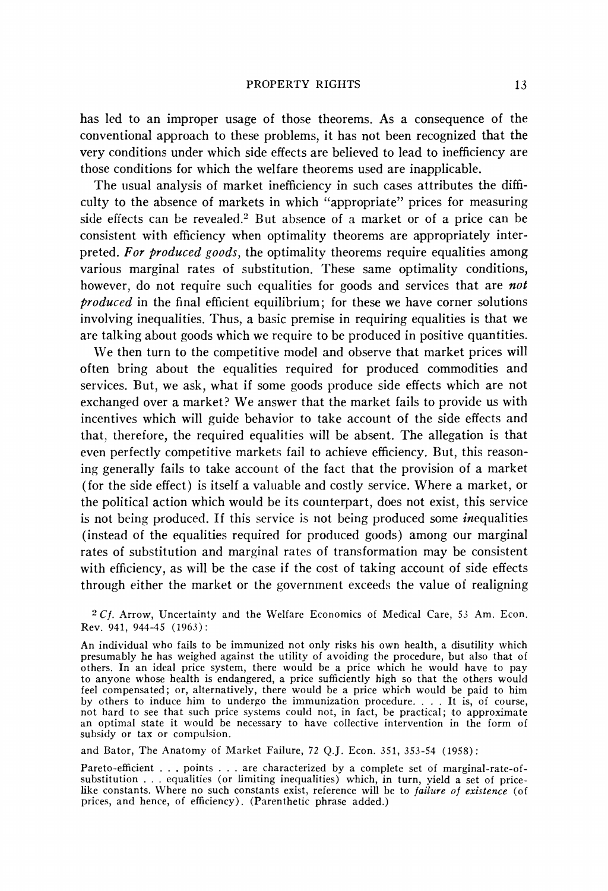has led to an improper usage of those theorems. As a consequence of the conventional approach to these problems, it has not been recognized that the very conditions under which side effects are believed to lead to inefficiency are those conditions for which the welfare theorems used are inapplicable.

The usual analysis of market inefficiency in such cases attributes the difficulty to the absence of markets in which "appropriate" prices for measuring side effects can be revealed.[2] But absence of a market or of a price can be consistent with efficiency when optimality theorems are appropriately interpreted. *For produced goods*, the optimality theorems require equalities among various marginal rates of substitution. These same optimality conditions, however, do not require such equalities for goods and services that are ***not produced*** in the final efficient equilibrium; for these we have corner solutions involving inequalities. Thus, a basic premise in requiring equalities is that we are talking about goods which we require to be produced in positive quantities.

We then turn to the competitive model and observe that market prices will often bring about the equalities required for produced commodities and services. But, we ask, what if some goods produce side effects which are not exchanged over a market? We answer that the market fails to provide us with incentives which will guide behavior to take account of the side effects and that, therefore, the required equalities will be absent. The allegation is that even perfectly competitive markets fail to achieve efficiency. But, this reasoning generally fails to take account of the fact that the provision of a market (for the side effect) is itself a valuable and costly service. Where a market, or the political action which would be its counterpart, does not exist, this service is not being produced. If this service is not being produced some *in*equalities (instead of the equalities required for produced goods) among our marginal rates of substitution and marginal rates of transformation may be consistent with efficiency, as will be the case if the cost of taking account of side effects through either the market or the government exceeds the value of realigning

[2] *Cf.* Arrow, Uncertainty and the Welfare Economics of Medical Care, 53 Am. Econ. Rev. 941, 944-45 (1963):

> An individual who fails to be immunized not only risks his own health, a disutility which presumably he has weighed against the utility of avoiding the procedure, but also that of others. In an ideal price system, there would be a price which he would have to pay to anyone whose health is endangered, a price sufficiently high so that the others would feel compensated; or, alternatively, there would be a price which would be paid to him by others to induce him to undergo the immunization procedure. . . . It is, of course, not hard to see that such price systems could not, in fact, be practical; to approximate an optimal state it would be necessary to have collective intervention in the form of subsidy or tax or compulsion.

and Bator, The Anatomy of Market Failure, 72 Q.J. Econ. 351, 353-54 (1958):

> Pareto-efficient . . . points . . . are characterized by a complete set of marginal-rate-of-substitution . . . equalities (or limiting inequalities) which, in turn, yield a set of price-like constants. Where no such constants exist, reference will be to *failure of existence* (of prices, and hence, of efficiency). (Parenthetic phrase added.)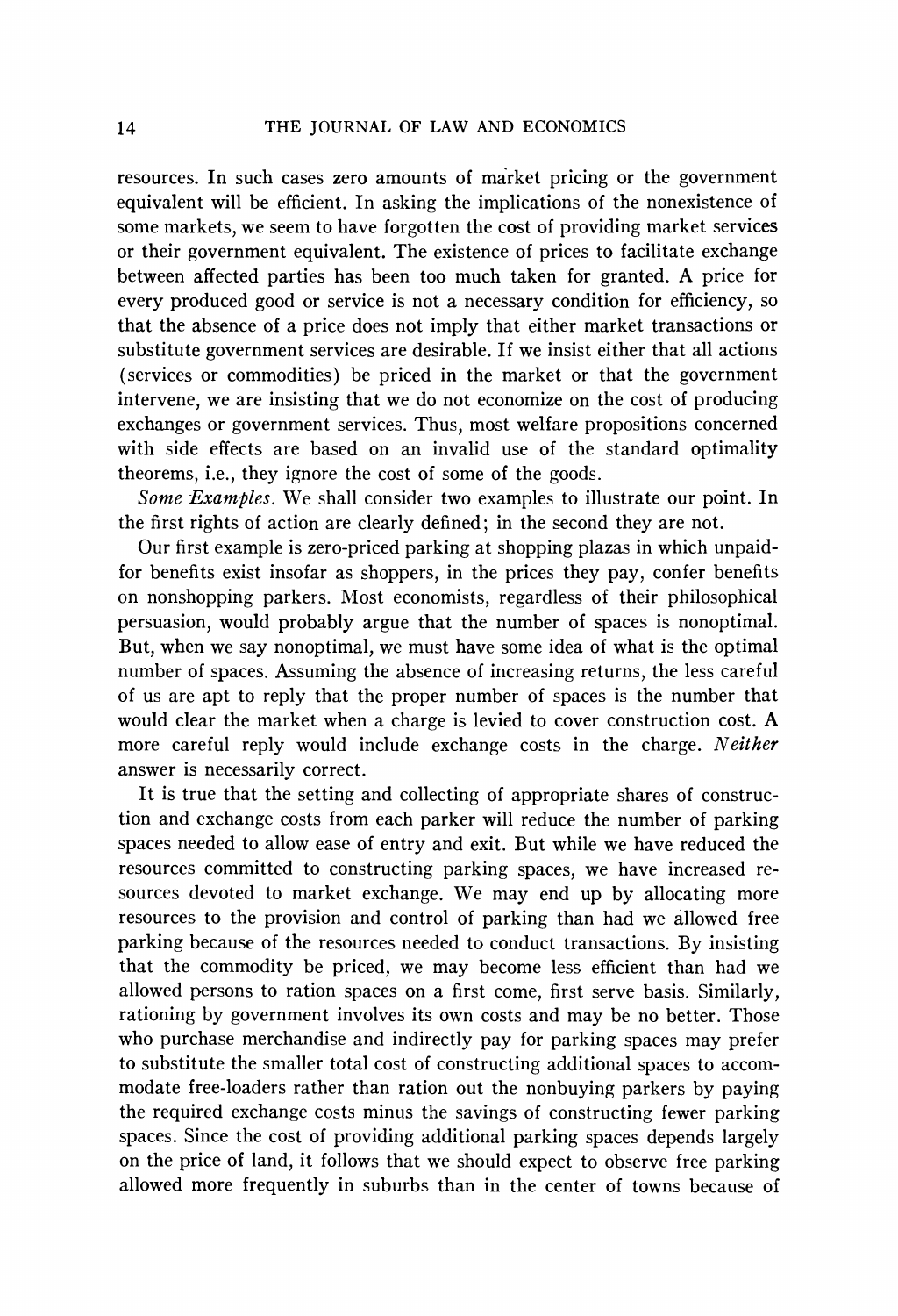resources. In such cases zero amounts of market pricing or the government equivalent will be efficient. In asking the implications of the nonexistence of some markets, we seem to have forgotten the cost of providing market services or their government equivalent. The existence of prices to facilitate exchange between affected parties has been too much taken for granted. A price for every produced good or service is not a necessary condition for efficiency, so that the absence of a price does not imply that either market transactions or substitute government services are desirable. If we insist either that all actions (services or commodities) be priced in the market or that the government intervene, we are insisting that we do not economize on the cost of producing exchanges or government services. Thus, most welfare propositions concerned with side effects are based on an invalid use of the standard optimality theorems, i.e., they ignore the cost of some of the goods.

*Some Examples.* We shall consider two examples to illustrate our point. In the first rights of action are clearly defined; in the second they are not.

Our first example is zero-priced parking at shopping plazas in which unpaid-for benefits exist insofar as shoppers, in the prices they pay, confer benefits on nonshopping parkers. Most economists, regardless of their philosophical persuasion, would probably argue that the number of spaces is nonoptimal. But, when we say nonoptimal, we must have some idea of what is the optimal number of spaces. Assuming the absence of increasing returns, the less careful of us are apt to reply that the proper number of spaces is the number that would clear the market when a charge is levied to cover construction cost. A more careful reply would include exchange costs in the charge. *Neither* answer is necessarily correct.

It is true that the setting and collecting of appropriate shares of construction and exchange costs from each parker will reduce the number of parking spaces needed to allow ease of entry and exit. But while we have reduced the resources committed to constructing parking spaces, we have increased resources devoted to market exchange. We may end up by allocating more resources to the provision and control of parking than had we allowed free parking because of the resources needed to conduct transactions. By insisting that the commodity be priced, we may become less efficient than had we allowed persons to ration spaces on a first come, first serve basis. Similarly, rationing by government involves its own costs and may be no better. Those who purchase merchandise and indirectly pay for parking spaces may prefer to substitute the smaller total cost of constructing additional spaces to accommodate free-loaders rather than ration out the nonbuying parkers by paying the required exchange costs minus the savings of constructing fewer parking spaces. Since the cost of providing additional parking spaces depends largely on the price of land, it follows that we should expect to observe free parking allowed more frequently in suburbs than in the center of towns because of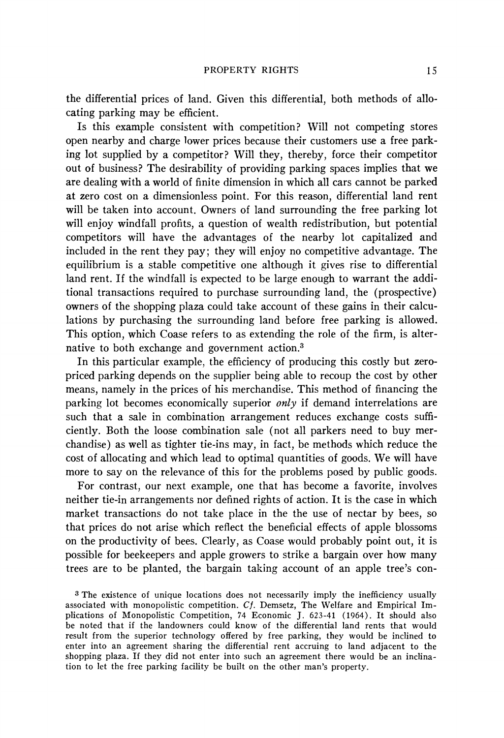the differential prices of land. Given this differential, both methods of allocating parking may be efficient.

Is this example consistent with competition? Will not competing stores open nearby and charge lower prices because their customers use a free parking lot supplied by a competitor? Will they, thereby, force their competitor out of business? The desirability of providing parking spaces implies that we are dealing with a world of finite dimension in which all cars cannot be parked at zero cost on a dimensionless point. For this reason, differential land rent will be taken into account. Owners of land surrounding the free parking lot will enjoy windfall profits, a question of wealth redistribution, but potential competitors will have the advantages of the nearby lot capitalized and included in the rent they pay; they will enjoy no competitive advantage. The equilibrium is a stable competitive one although it gives rise to differential land rent. If the windfall is expected to be large enough to warrant the additional transactions required to purchase surrounding land, the (prospective) owners of the shopping plaza could take account of these gains in their calculations by purchasing the surrounding land before free parking is allowed. This option, which Coase refers to as extending the role of the firm, is alternative to both exchange and government action.[3]

In this particular example, the efficiency of producing this costly but zero-priced parking depends on the supplier being able to recoup the cost by other means, namely in the prices of his merchandise. This method of financing the parking lot becomes economically superior *only* if demand interrelations are such that a sale in combination arrangement reduces exchange costs sufficiently. Both the loose combination sale (not all parkers need to buy merchandise) as well as tighter tie-ins may, in fact, be methods which reduce the cost of allocating and which lead to optimal quantities of goods. We will have more to say on the relevance of this for the problems posed by public goods.

For contrast, our next example, one that has become a favorite, involves neither tie-in arrangements nor defined rights of action. It is the case in which market transactions do not take place in the the use of nectar by bees, so that prices do not arise which reflect the beneficial effects of apple blossoms on the productivity of bees. Clearly, as Coase would probably point out, it is possible for beekeepers and apple growers to strike a bargain over how many trees are to be planted, the bargain taking account of an apple tree's con-

[3] The existence of unique locations does not necessarily imply the inefficiency usually associated with monopolistic competition. *Cf.* Demsetz, The Welfare and Empirical Implications of Monopolistic Competition, 74 Economic J. 623-41 (1964). It should also be noted that if the landowners could know of the differential land rents that would result from the superior technology offered by free parking, they would be inclined to enter into an agreement sharing the differential rent accruing to land adjacent to the shopping plaza. If they did not enter into such an agreement there would be an inclination to let the free parking facility be built on the other man's property.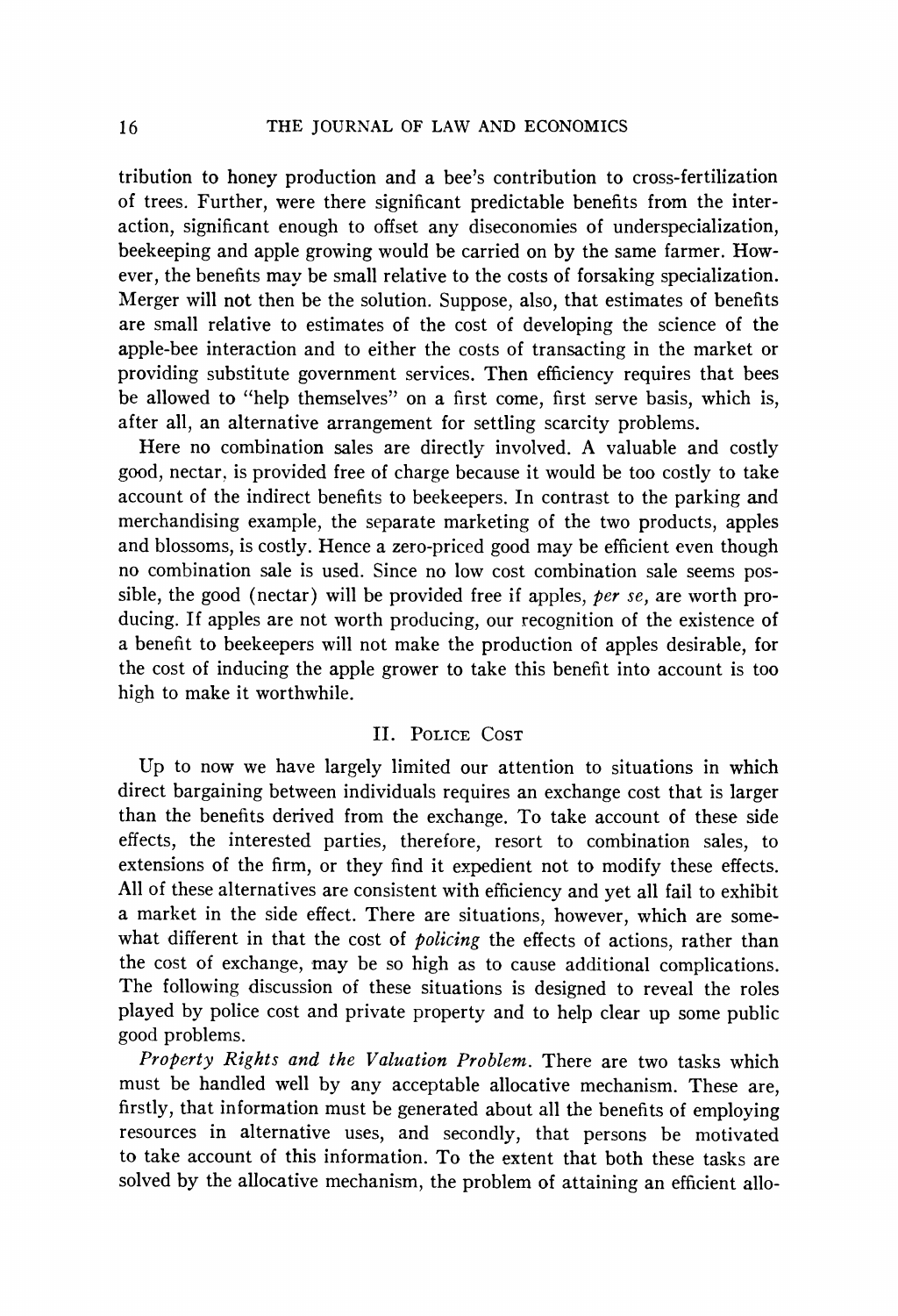tribution to honey production and a bee's contribution to cross-fertilization of trees. Further, were there significant predictable benefits from the interaction, significant enough to offset any diseconomies of underspecialization, beekeeping and apple growing would be carried on by the same farmer. However, the benefits may be small relative to the costs of forsaking specialization. Merger will not then be the solution. Suppose, also, that estimates of benefits are small relative to estimates of the cost of developing the science of the apple-bee interaction and to either the costs of transacting in the market or providing substitute government services. Then efficiency requires that bees be allowed to "help themselves" on a first come, first serve basis, which is, after all, an alternative arrangement for settling scarcity problems.

Here no combination sales are directly involved. A valuable and costly good, nectar, is provided free of charge because it would be too costly to take account of the indirect benefits to beekeepers. In contrast to the parking and merchandising example, the separate marketing of the two products, apples and blossoms, is costly. Hence a zero-priced good may be efficient even though no combination sale is used. Since no low cost combination sale seems possible, the good (nectar) will be provided free if apples, *per se,* are worth producing. If apples are not worth producing, our recognition of the existence of a benefit to beekeepers will not make the production of apples desirable, for the cost of inducing the apple grower to take this benefit into account is too high to make it worthwhile.

## II. Police Cost

Up to now we have largely limited our attention to situations in which direct bargaining between individuals requires an exchange cost that is larger than the benefits derived from the exchange. To take account of these side effects, the interested parties, therefore, resort to combination sales, to extensions of the firm, or they find it expedient not to modify these effects. All of these alternatives are consistent with efficiency and yet all fail to exhibit a market in the side effect. There are situations, however, which are somewhat different in that the cost of *policing* the effects of actions, rather than the cost of exchange, may be so high as to cause additional complications. The following discussion of these situations is designed to reveal the roles played by police cost and private property and to help clear up some public good problems.

*Property Rights and the Valuation Problem.* There are two tasks which must be handled well by any acceptable allocative mechanism. These are, firstly, that information must be generated about all the benefits of employing resources in alternative uses, and secondly, that persons be motivated to take account of this information. To the extent that both these tasks are solved by the allocative mechanism, the problem of attaining an efficient allo-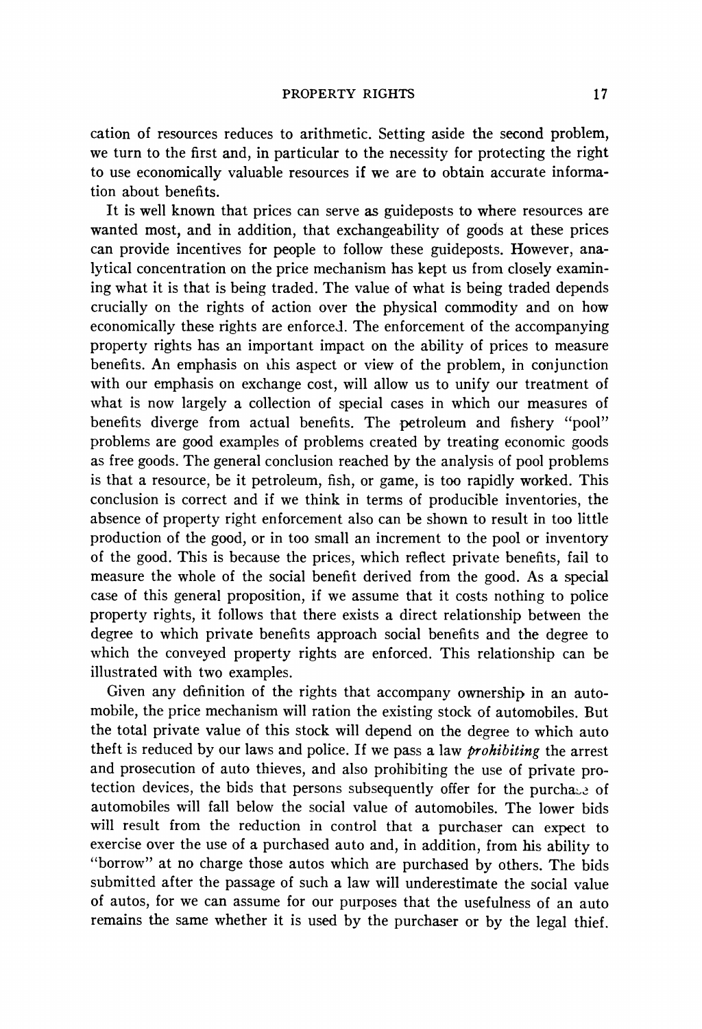cation of resources reduces to arithmetic. Setting aside the second problem, we turn to the first and, in particular to the necessity for protecting the right to use economically valuable resources if we are to obtain accurate information about benefits.

It is well known that prices can serve as guideposts to where resources are wanted most, and in addition, that exchangeability of goods at these prices can provide incentives for people to follow these guideposts. However, analytical concentration on the price mechanism has kept us from closely examining what it is that is being traded. The value of what is being traded depends crucially on the rights of action over the physical commodity and on how economically these rights are enforced. The enforcement of the accompanying property rights has an important impact on the ability of prices to measure benefits. An emphasis on this aspect or view of the problem, in conjunction with our emphasis on exchange cost, will allow us to unify our treatment of what is now largely a collection of special cases in which our measures of benefits diverge from actual benefits. The petroleum and fishery "pool" problems are good examples of problems created by treating economic goods as free goods. The general conclusion reached by the analysis of pool problems is that a resource, be it petroleum, fish, or game, is too rapidly worked. This conclusion is correct and if we think in terms of producible inventories, the absence of property right enforcement also can be shown to result in too little production of the good, or in too small an increment to the pool or inventory of the good. This is because the prices, which reflect private benefits, fail to measure the whole of the social benefit derived from the good. As a special case of this general proposition, if we assume that it costs nothing to police property rights, it follows that there exists a direct relationship between the degree to which private benefits approach social benefits and the degree to which the conveyed property rights are enforced. This relationship can be illustrated with two examples.

Given any definition of the rights that accompany ownership in an automobile, the price mechanism will ration the existing stock of automobiles. But the total private value of this stock will depend on the degree to which auto theft is reduced by our laws and police. If we pass a law *prohibiting* the arrest and prosecution of auto thieves, and also prohibiting the use of private protection devices, the bids that persons subsequently offer for the purchase of automobiles will fall below the social value of automobiles. The lower bids will result from the reduction in control that a purchaser can expect to exercise over the use of a purchased auto and, in addition, from his ability to "borrow" at no charge those autos which are purchased by others. The bids submitted after the passage of such a law will underestimate the social value of autos, for we can assume for our purposes that the usefulness of an auto remains the same whether it is used by the purchaser or by the legal thief.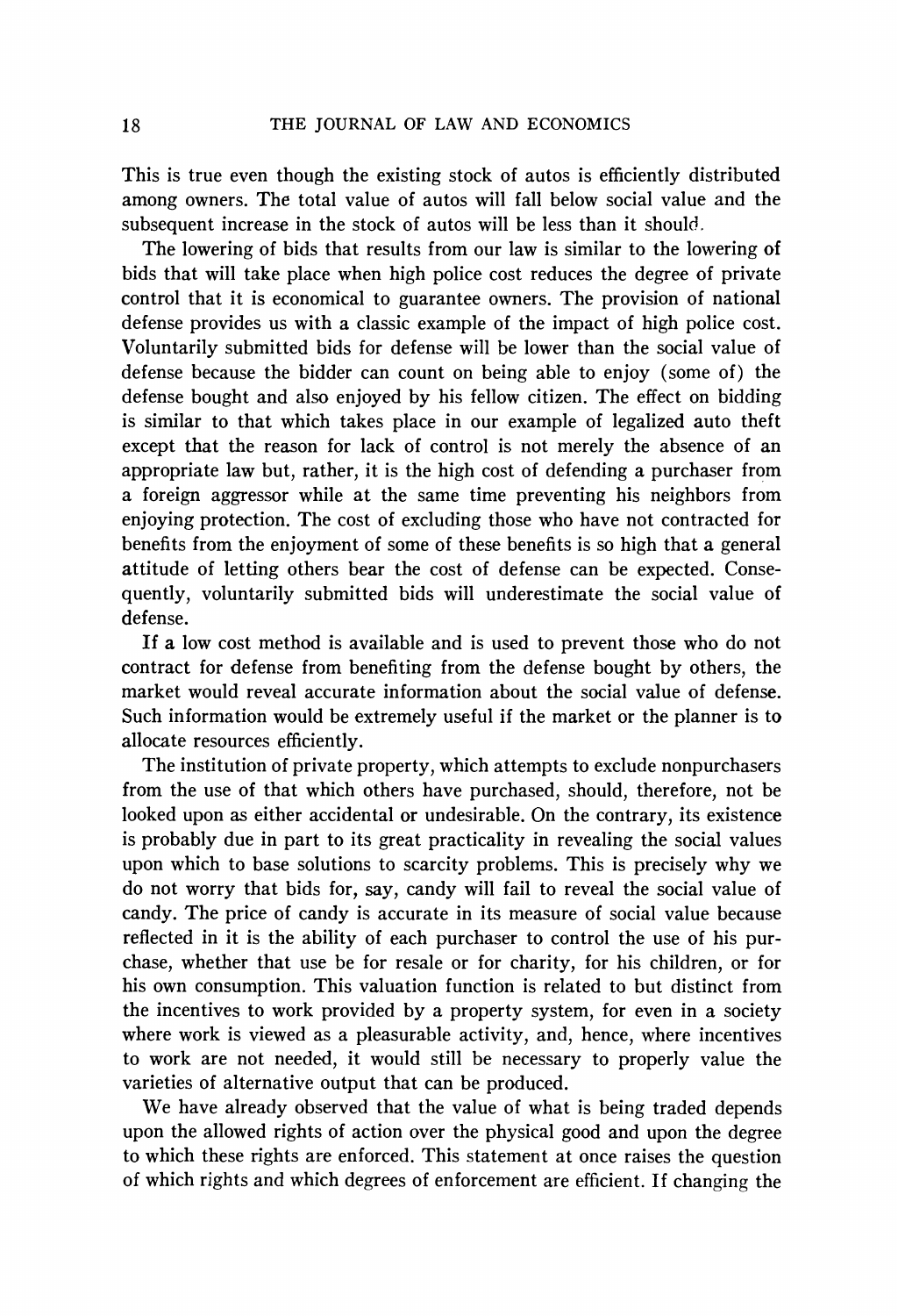This is true even though the existing stock of autos is efficiently distributed among owners. The total value of autos will fall below social value and the subsequent increase in the stock of autos will be less than it should.

The lowering of bids that results from our law is similar to the lowering of bids that will take place when high police cost reduces the degree of private control that it is economical to guarantee owners. The provision of national defense provides us with a classic example of the impact of high police cost. Voluntarily submitted bids for defense will be lower than the social value of defense because the bidder can count on being able to enjoy (some of) the defense bought and also enjoyed by his fellow citizen. The effect on bidding is similar to that which takes place in our example of legalized auto theft except that the reason for lack of control is not merely the absence of an appropriate law but, rather, it is the high cost of defending a purchaser from a foreign aggressor while at the same time preventing his neighbors from enjoying protection. The cost of excluding those who have not contracted for benefits from the enjoyment of some of these benefits is so high that a general attitude of letting others bear the cost of defense can be expected. Consequently, voluntarily submitted bids will underestimate the social value of defense.

If a low cost method is available and is used to prevent those who do not contract for defense from benefiting from the defense bought by others, the market would reveal accurate information about the social value of defense. Such information would be extremely useful if the market or the planner is to allocate resources efficiently.

The institution of private property, which attempts to exclude nonpurchasers from the use of that which others have purchased, should, therefore, not be looked upon as either accidental or undesirable. On the contrary, its existence is probably due in part to its great practicality in revealing the social values upon which to base solutions to scarcity problems. This is precisely why we do not worry that bids for, say, candy will fail to reveal the social value of candy. The price of candy is accurate in its measure of social value because reflected in it is the ability of each purchaser to control the use of his purchase, whether that use be for resale or for charity, for his children, or for his own consumption. This valuation function is related to but distinct from the incentives to work provided by a property system, for even in a society where work is viewed as a pleasurable activity, and, hence, where incentives to work are not needed, it would still be necessary to properly value the varieties of alternative output that can be produced.

We have already observed that the value of what is being traded depends upon the allowed rights of action over the physical good and upon the degree to which these rights are enforced. This statement at once raises the question of which rights and which degrees of enforcement are efficient. If changing the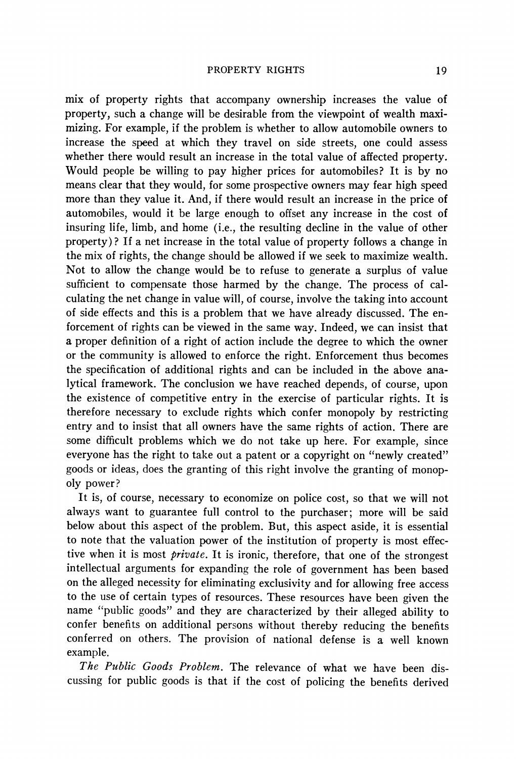mix of property rights that accompany ownership increases the value of property, such a change will be desirable from the viewpoint of wealth maximizing. For example, if the problem is whether to allow automobile owners to increase the speed at which they travel on side streets, one could assess whether there would result an increase in the total value of affected property. Would people be willing to pay higher prices for automobiles? It is by no means clear that they would, for some prospective owners may fear high speed more than they value it. And, if there would result an increase in the price of automobiles, would it be large enough to offset any increase in the cost of insuring life, limb, and home (i.e., the resulting decline in the value of other property)? If a net increase in the total value of property follows a change in the mix of rights, the change should be allowed if we seek to maximize wealth. Not to allow the change would be to refuse to generate a surplus of value sufficient to compensate those harmed by the change. The process of calculating the net change in value will, of course, involve the taking into account of side effects and this is a problem that we have already discussed. The enforcement of rights can be viewed in the same way. Indeed, we can insist that a proper definition of a right of action include the degree to which the owner or the community is allowed to enforce the right. Enforcement thus becomes the specification of additional rights and can be included in the above analytical framework. The conclusion we have reached depends, of course, upon the existence of competitive entry in the exercise of particular rights. It is therefore necessary to exclude rights which confer monopoly by restricting entry and to insist that all owners have the same rights of action. There are some difficult problems which we do not take up here. For example, since everyone has the right to take out a patent or a copyright on "newly created" goods or ideas, does the granting of this right involve the granting of monopoly power?

It is, of course, necessary to economize on police cost, so that we will not always want to guarantee full control to the purchaser; more will be said below about this aspect of the problem. But, this aspect aside, it is essential to note that the valuation power of the institution of property is most effective when it is most *private*. It is ironic, therefore, that one of the strongest intellectual arguments for expanding the role of government has been based on the alleged necessity for eliminating exclusivity and for allowing free access to the use of certain types of resources. These resources have been given the name "public goods" and they are characterized by their alleged ability to confer benefits on additional persons without thereby reducing the benefits conferred on others. The provision of national defense is a well known example.

*The Public Goods Problem.* The relevance of what we have been discussing for public goods is that if the cost of policing the benefits derived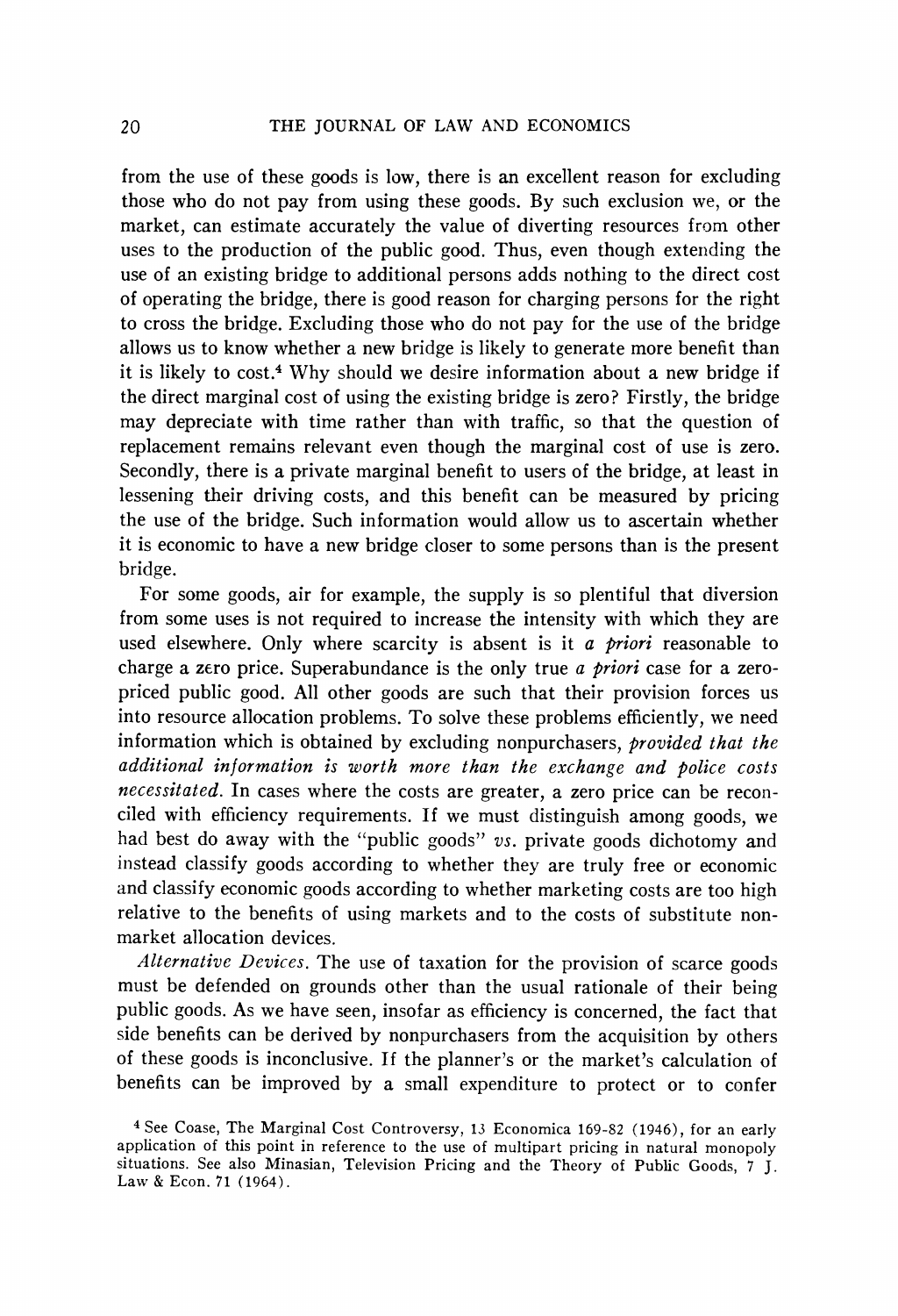from the use of these goods is low, there is an excellent reason for excluding those who do not pay from using these goods. By such exclusion we, or the market, can estimate accurately the value of diverting resources from other uses to the production of the public good. Thus, even though extending the use of an existing bridge to additional persons adds nothing to the direct cost of operating the bridge, there is good reason for charging persons for the right to cross the bridge. Excluding those who do not pay for the use of the bridge allows us to know whether a new bridge is likely to generate more benefit than it is likely to cost.[4] Why should we desire information about a new bridge if the direct marginal cost of using the existing bridge is zero? Firstly, the bridge may depreciate with time rather than with traffic, so that the question of replacement remains relevant even though the marginal cost of use is zero. Secondly, there is a private marginal benefit to users of the bridge, at least in lessening their driving costs, and this benefit can be measured by pricing the use of the bridge. Such information would allow us to ascertain whether it is economic to have a new bridge closer to some persons than is the present bridge.

For some goods, air for example, the supply is so plentiful that diversion from some uses is not required to increase the intensity with which they are used elsewhere. Only where scarcity is absent is it *a priori* reasonable to charge a zero price. Superabundance is the only true *a priori* case for a zero-priced public good. All other goods are such that their provision forces us into resource allocation problems. To solve these problems efficiently, we need information which is obtained by excluding nonpurchasers, *provided that the additional information is worth more than the exchange and police costs necessitated*. In cases where the costs are greater, a zero price can be reconciled with efficiency requirements. If we must distinguish among goods, we had best do away with the "public goods" *vs.* private goods dichotomy and instead classify goods according to whether they are truly free or economic and classify economic goods according to whether marketing costs are too high relative to the benefits of using markets and to the costs of substitute nonmarket allocation devices.

*Alternative Devices.* The use of taxation for the provision of scarce goods must be defended on grounds other than the usual rationale of their being public goods. As we have seen, insofar as efficiency is concerned, the fact that side benefits can be derived by nonpurchasers from the acquisition by others of these goods is inconclusive. If the planner's or the market's calculation of benefits can be improved by a small expenditure to protect or to confer

[4] See Coase, The Marginal Cost Controversy, 13 Economica 169-82 (1946), for an early application of this point in reference to the use of multipart pricing in natural monopoly situations. See also Minasian, Television Pricing and the Theory of Public Goods, 7 J. Law & Econ. 71 (1964).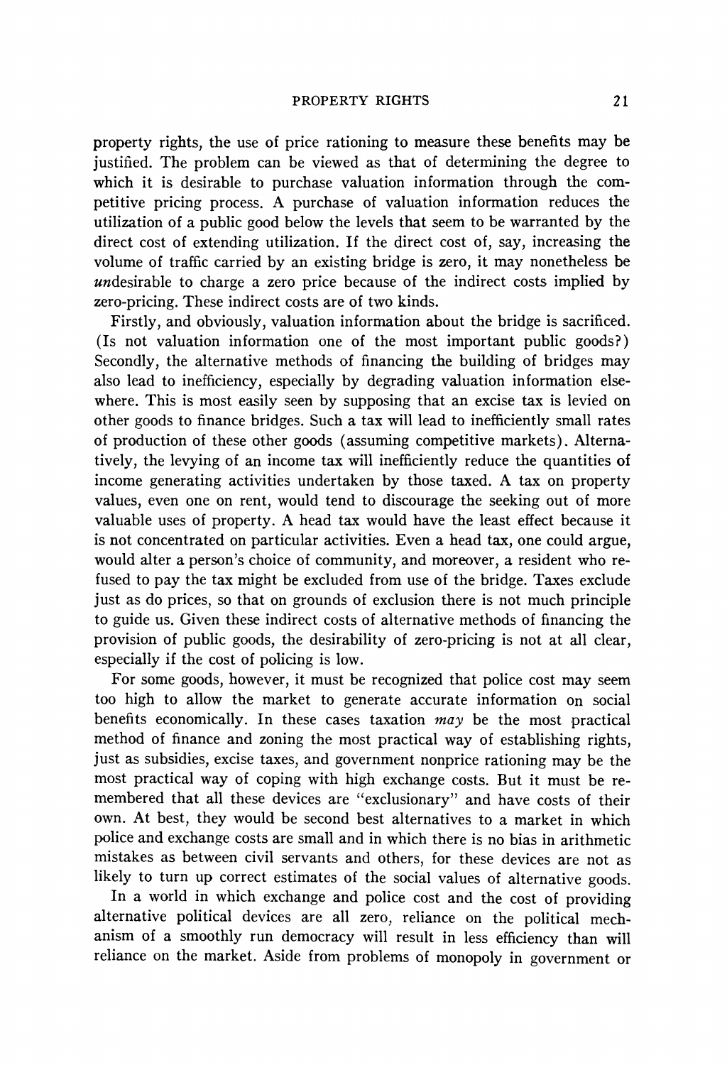property rights, the use of price rationing to measure these benefits may be justified. The problem can be viewed as that of determining the degree to which it is desirable to purchase valuation information through the competitive pricing process. A purchase of valuation information reduces the utilization of a public good below the levels that seem to be warranted by the direct cost of extending utilization. If the direct cost of, say, increasing the volume of traffic carried by an existing bridge is zero, it may nonetheless be *un*desirable to charge a zero price because of the indirect costs implied by zero-pricing. These indirect costs are of two kinds.

Firstly, and obviously, valuation information about the bridge is sacrificed. (Is not valuation information one of the most important public goods?) Secondly, the alternative methods of financing the building of bridges may also lead to inefficiency, especially by degrading valuation information elsewhere. This is most easily seen by supposing that an excise tax is levied on other goods to finance bridges. Such a tax will lead to inefficiently small rates of production of these other goods (assuming competitive markets). Alternatively, the levying of an income tax will inefficiently reduce the quantities of income generating activities undertaken by those taxed. A tax on property values, even one on rent, would tend to discourage the seeking out of more valuable uses of property. A head tax would have the least effect because it is not concentrated on particular activities. Even a head tax, one could argue, would alter a person's choice of community, and moreover, a resident who refused to pay the tax might be excluded from use of the bridge. Taxes exclude just as do prices, so that on grounds of exclusion there is not much principle to guide us. Given these indirect costs of alternative methods of financing the provision of public goods, the desirability of zero-pricing is not at all clear, especially if the cost of policing is low.

For some goods, however, it must be recognized that police cost may seem too high to allow the market to generate accurate information on social benefits economically. In these cases taxation *may* be the most practical method of finance and zoning the most practical way of establishing rights, just as subsidies, excise taxes, and government nonprice rationing may be the most practical way of coping with high exchange costs. But it must be remembered that all these devices are "exclusionary" and have costs of their own. At best, they would be second best alternatives to a market in which police and exchange costs are small and in which there is no bias in arithmetic mistakes as between civil servants and others, for these devices are not as likely to turn up correct estimates of the social values of alternative goods.

In a world in which exchange and police cost and the cost of providing alternative political devices are all zero, reliance on the political mechanism of a smoothly run democracy will result in less efficiency than will reliance on the market. Aside from problems of monopoly in government or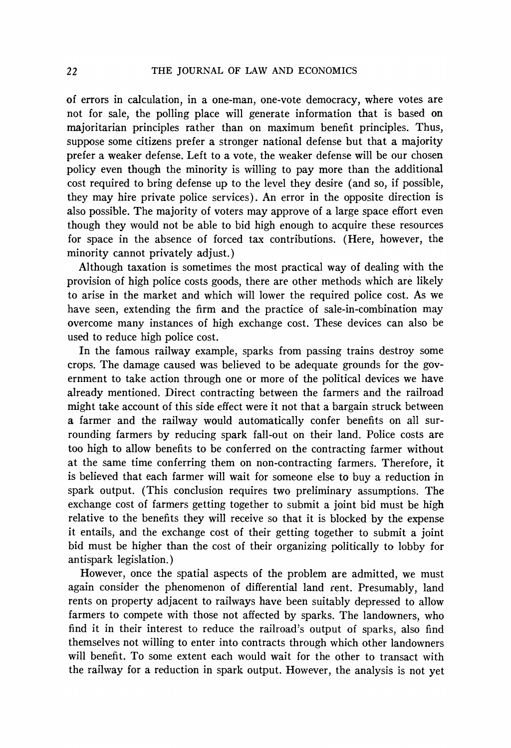of errors in calculation, in a one-man, one-vote democracy, where votes are not for sale, the polling place will generate information that is based on majoritarian principles rather than on maximum benefit principles. Thus, suppose some citizens prefer a stronger national defense but that a majority prefer a weaker defense. Left to a vote, the weaker defense will be our chosen policy even though the minority is willing to pay more than the additional cost required to bring defense up to the level they desire (and so, if possible, they may hire private police services). An error in the opposite direction is also possible. The majority of voters may approve of a large space effort even though they would not be able to bid high enough to acquire these resources for space in the absence of forced tax contributions. (Here, however, the minority cannot privately adjust.)

Although taxation is sometimes the most practical way of dealing with the provision of high police costs goods, there are other methods which are likely to arise in the market and which will lower the required police cost. As we have seen, extending the firm and the practice of sale-in-combination may overcome many instances of high exchange cost. These devices can also be used to reduce high police cost.

In the famous railway example, sparks from passing trains destroy some crops. The damage caused was believed to be adequate grounds for the government to take action through one or more of the political devices we have already mentioned. Direct contracting between the farmers and the railroad might take account of this side effect were it not that a bargain struck between a farmer and the railway would automatically confer benefits on all surrounding farmers by reducing spark fall-out on their land. Police costs are too high to allow benefits to be conferred on the contracting farmer without at the same time conferring them on non-contracting farmers. Therefore, it is believed that each farmer will wait for someone else to buy a reduction in spark output. (This conclusion requires two preliminary assumptions. The exchange cost of farmers getting together to submit a joint bid must be high relative to the benefits they will receive so that it is blocked by the expense it entails, and the exchange cost of their getting together to submit a joint bid must be higher than the cost of their organizing politically to lobby for antispark legislation.)

However, once the spatial aspects of the problem are admitted, we must again consider the phenomenon of differential land rent. Presumably, land rents on property adjacent to railways have been suitably depressed to allow farmers to compete with those not affected by sparks. The landowners, who find it in their interest to reduce the railroad's output of sparks, also find themselves not willing to enter into contracts through which other landowners will benefit. To some extent each would wait for the other to transact with the railway for a reduction in spark output. However, the analysis is not yet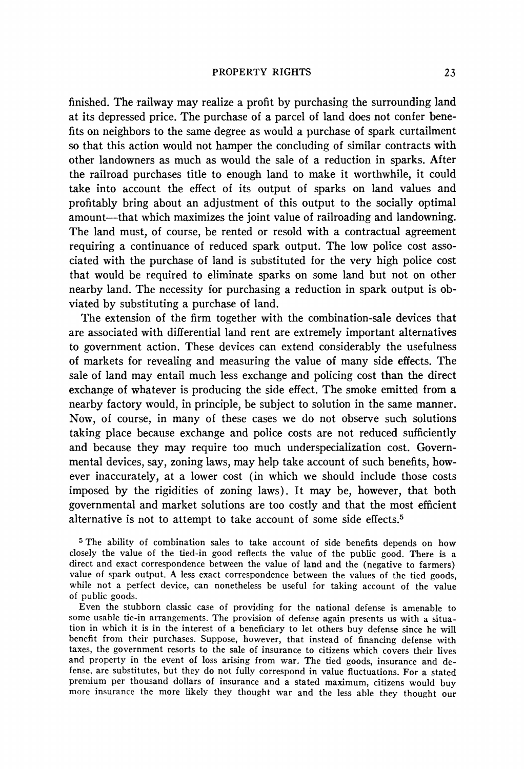finished. The railway may realize a profit by purchasing the surrounding land at its depressed price. The purchase of a parcel of land does not confer benefits on neighbors to the same degree as would a purchase of spark curtailment so that this action would not hamper the concluding of similar contracts with other landowners as much as would the sale of a reduction in sparks. After the railroad purchases title to enough land to make it worthwhile, it could take into account the effect of its output of sparks on land values and profitably bring about an adjustment of this output to the socially optimal amount—that which maximizes the joint value of railroading and landowning. The land must, of course, be rented or resold with a contractual agreement requiring a continuance of reduced spark output. The low police cost associated with the purchase of land is substituted for the very high police cost that would be required to eliminate sparks on some land but not on other nearby land. The necessity for purchasing a reduction in spark output is obviated by substituting a purchase of land.

The extension of the firm together with the combination-sale devices that are associated with differential land rent are extremely important alternatives to government action. These devices can extend considerably the usefulness of markets for revealing and measuring the value of many side effects. The sale of land may entail much less exchange and policing cost than the direct exchange of whatever is producing the side effect. The smoke emitted from a nearby factory would, in principle, be subject to solution in the same manner. Now, of course, in many of these cases we do not observe such solutions taking place because exchange and police costs are not reduced sufficiently and because they may require too much underspecialization cost. Governmental devices, say, zoning laws, may help take account of such benefits, however inaccurately, at a lower cost (in which we should include those costs imposed by the rigidities of zoning laws). It may be, however, that both governmental and market solutions are too costly and that the most efficient alternative is not to attempt to take account of some side effects.[5]

[5] The ability of combination sales to take account of side benefits depends on how closely the value of the tied-in good reflects the value of the public good. There is a direct and exact correspondence between the value of land and the (negative to farmers) value of spark output. A less exact correspondence between the values of the tied goods, while not a perfect device, can nonetheless be useful for taking account of the value of public goods.

Even the stubborn classic case of providing for the national defense is amenable to some usable tie-in arrangements. The provision of defense again presents us with a situation in which it is in the interest of a beneficiary to let others buy defense since he will benefit from their purchases. Suppose, however, that instead of financing defense with taxes, the government resorts to the sale of insurance to citizens which covers their lives and property in the event of loss arising from war. The tied goods, insurance and defense, are substitutes, but they do not fully correspond in value fluctuations. For a stated premium per thousand dollars of insurance and a stated maximum, citizens would buy more insurance the more likely they thought war and the less able they thought our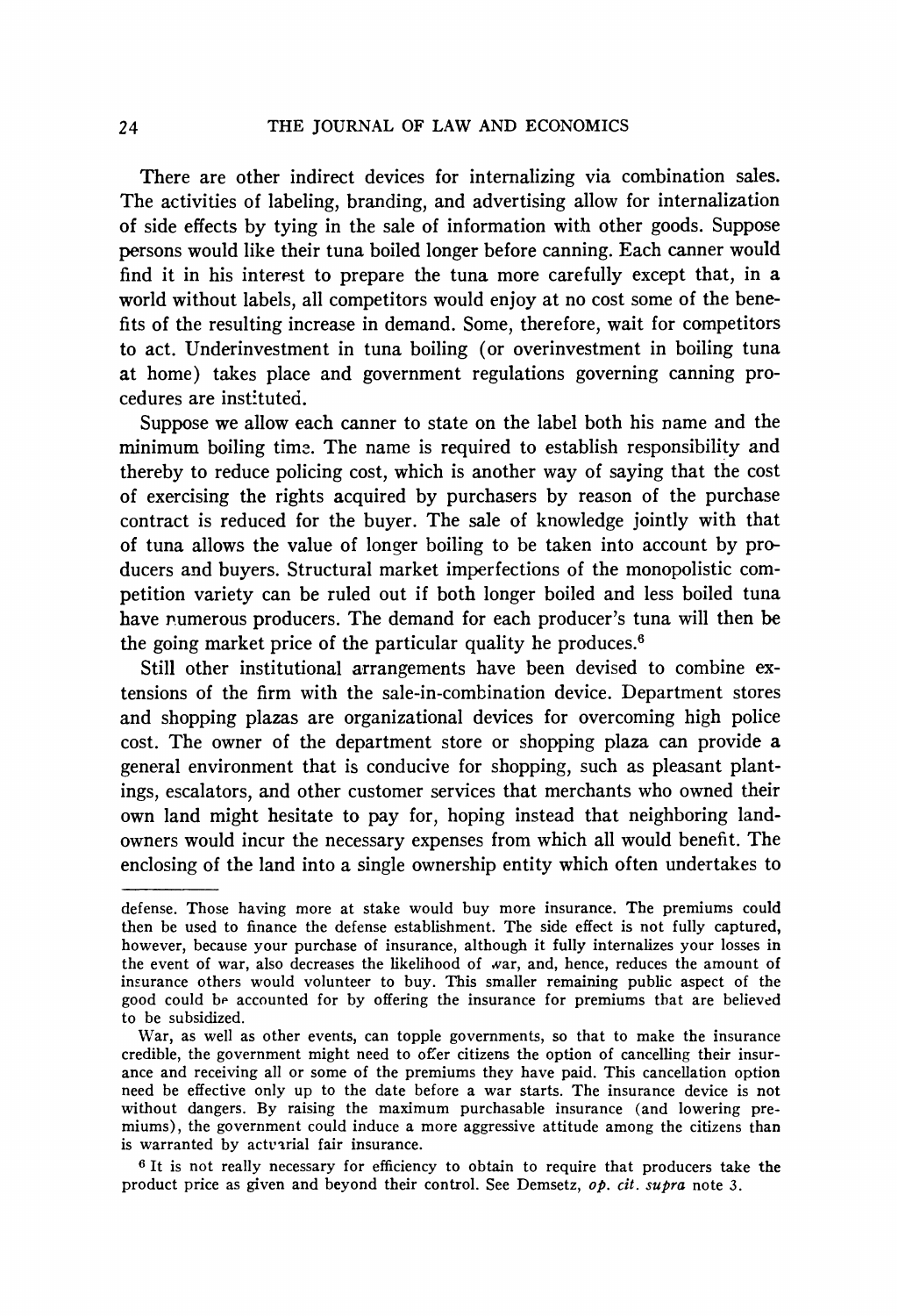There are other indirect devices for internalizing via combination sales. The activities of labeling, branding, and advertising allow for internalization of side effects by tying in the sale of information with other goods. Suppose persons would like their tuna boiled longer before canning. Each canner would find it in his interest to prepare the tuna more carefully except that, in a world without labels, all competitors would enjoy at no cost some of the benefits of the resulting increase in demand. Some, therefore, wait for competitors to act. Underinvestment in tuna boiling (or overinvestment in boiling tuna at home) takes place and government regulations governing canning procedures are instituted.

Suppose we allow each canner to state on the label both his name and the minimum boiling time. The name is required to establish responsibility and thereby to reduce policing cost, which is another way of saying that the cost of exercising the rights acquired by purchasers by reason of the purchase contract is reduced for the buyer. The sale of knowledge jointly with that of tuna allows the value of longer boiling to be taken into account by producers and buyers. Structural market imperfections of the monopolistic competition variety can be ruled out if both longer boiled and less boiled tuna have numerous producers. The demand for each producer's tuna will then be the going market price of the particular quality he produces.[6]

Still other institutional arrangements have been devised to combine extensions of the firm with the sale-in-combination device. Department stores and shopping plazas are organizational devices for overcoming high police cost. The owner of the department store or shopping plaza can provide a general environment that is conducive for shopping, such as pleasant plantings, escalators, and other customer services that merchants who owned their own land might hesitate to pay for, hoping instead that neighboring landowners would incur the necessary expenses from which all would benefit. The enclosing of the land into a single ownership entity which often undertakes to

---

defense. Those having more at stake would buy more insurance. The premiums could then be used to finance the defense establishment. The side effect is not fully captured, however, because your purchase of insurance, although it fully internalizes your losses in the event of war, also decreases the likelihood of war, and, hence, reduces the amount of insurance others would volunteer to buy. This smaller remaining public aspect of the good could be accounted for by offering the insurance for premiums that are believed to be subsidized.

War, as well as other events, can topple governments, so that to make the insurance credible, the government might need to offer citizens the option of cancelling their insurance and receiving all or some of the premiums they have paid. This cancellation option need be effective only up to the date before a war starts. The insurance device is not without dangers. By raising the maximum purchasable insurance (and lowering premiums), the government could induce a more aggressive attitude among the citizens than is warranted by actuarial fair insurance.

[6] It is not really necessary for efficiency to obtain to require that producers take the product price as given and beyond their control. See Demsetz, *op. cit. supra* note 3.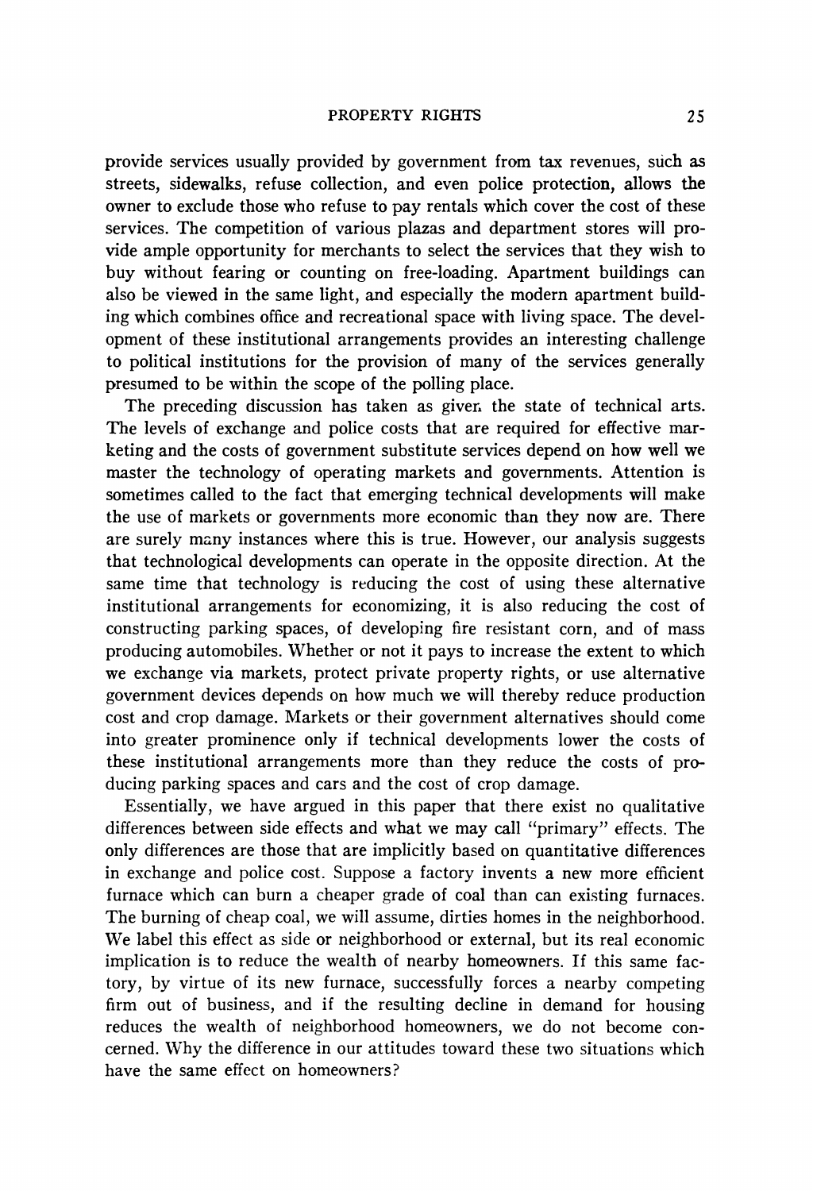provide services usually provided by government from tax revenues, such as streets, sidewalks, refuse collection, and even police protection, allows the owner to exclude those who refuse to pay rentals which cover the cost of these services. The competition of various plazas and department stores will provide ample opportunity for merchants to select the services that they wish to buy without fearing or counting on free-loading. Apartment buildings can also be viewed in the same light, and especially the modern apartment building which combines office and recreational space with living space. The development of these institutional arrangements provides an interesting challenge to political institutions for the provision of many of the services generally presumed to be within the scope of the polling place.

The preceding discussion has taken as given the state of technical arts. The levels of exchange and police costs that are required for effective marketing and the costs of government substitute services depend on how well we master the technology of operating markets and governments. Attention is sometimes called to the fact that emerging technical developments will make the use of markets or governments more economic than they now are. There are surely many instances where this is true. However, our analysis suggests that technological developments can operate in the opposite direction. At the same time that technology is reducing the cost of using these alternative institutional arrangements for economizing, it is also reducing the cost of constructing parking spaces, of developing fire resistant corn, and of mass producing automobiles. Whether or not it pays to increase the extent to which we exchange via markets, protect private property rights, or use alternative government devices depends on how much we will thereby reduce production cost and crop damage. Markets or their government alternatives should come into greater prominence only if technical developments lower the costs of these institutional arrangements more than they reduce the costs of producing parking spaces and cars and the cost of crop damage.

Essentially, we have argued in this paper that there exist no qualitative differences between side effects and what we may call "primary" effects. The only differences are those that are implicitly based on quantitative differences in exchange and police cost. Suppose a factory invents a new more efficient furnace which can burn a cheaper grade of coal than can existing furnaces. The burning of cheap coal, we will assume, dirties homes in the neighborhood. We label this effect as side or neighborhood or external, but its real economic implication is to reduce the wealth of nearby homeowners. If this same factory, by virtue of its new furnace, successfully forces a nearby competing firm out of business, and if the resulting decline in demand for housing reduces the wealth of neighborhood homeowners, we do not become concerned. Why the difference in our attitudes toward these two situations which have the same effect on homeowners?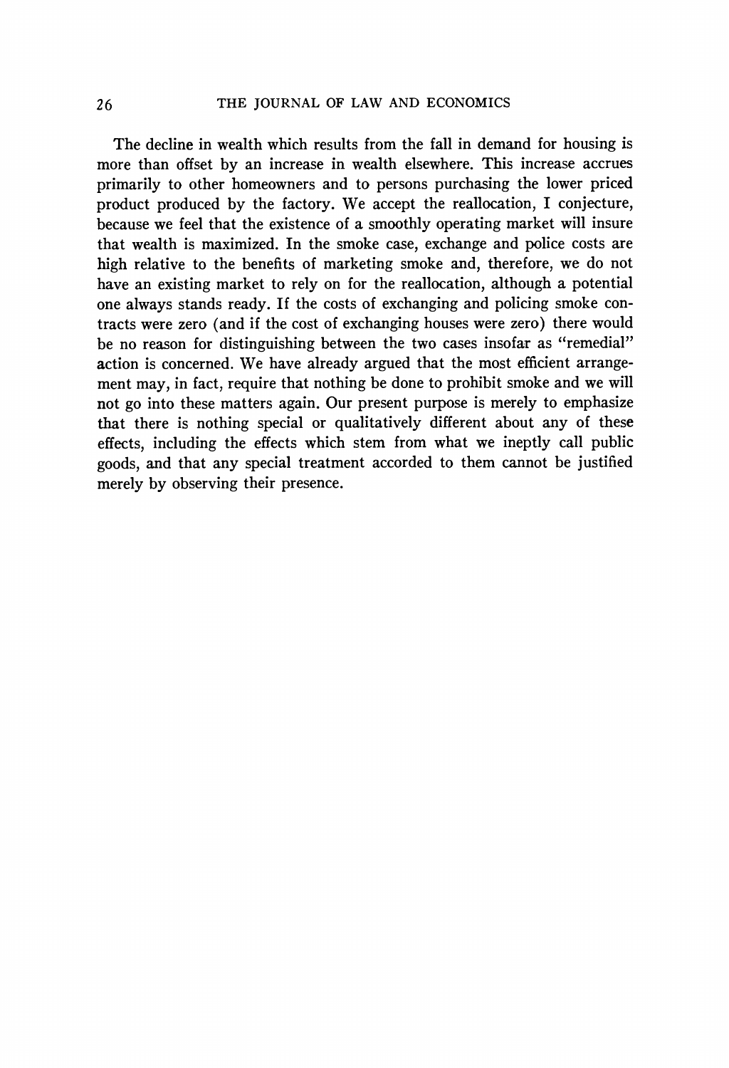The decline in wealth which results from the fall in demand for housing is more than offset by an increase in wealth elsewhere. This increase accrues primarily to other homeowners and to persons purchasing the lower priced product produced by the factory. We accept the reallocation, I conjecture, because we feel that the existence of a smoothly operating market will insure that wealth is maximized. In the smoke case, exchange and police costs are high relative to the benefits of marketing smoke and, therefore, we do not have an existing market to rely on for the reallocation, although a potential one always stands ready. If the costs of exchanging and policing smoke contracts were zero (and if the cost of exchanging houses were zero) there would be no reason for distinguishing between the two cases insofar as "remedial" action is concerned. We have already argued that the most efficient arrangement may, in fact, require that nothing be done to prohibit smoke and we will not go into these matters again. Our present purpose is merely to emphasize that there is nothing special or qualitatively different about any of these effects, including the effects which stem from what we ineptly call public goods, and that any special treatment accorded to them cannot be justified merely by observing their presence.